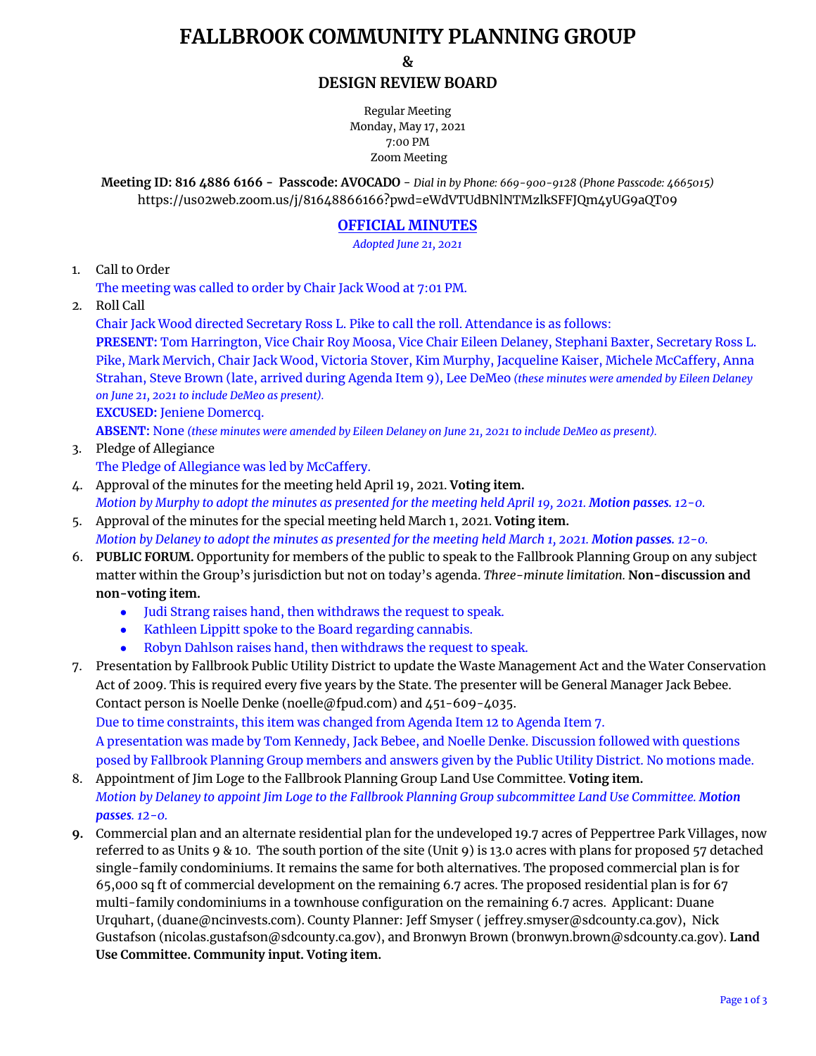# FALLBROOK COMMUNITY PLANNING GROUP

## &

## DESIGN REVIEW BOARD

Regular Meeting
Monday, May 17, 2021
7:00 PM
Zoom Meeting

**Meeting ID: 816 4886 6166 - Passcode: AVOCADO** - *Dial in by Phone: 669-900-9128 (Phone Passcode: 4665015)*
https://us02web.zoom.us/j/81648866166?pwd=eWdVTUdBNlNTMzlkSFFJQm4yUG9aQT09

### OFFICIAL MINUTES

*Adopted June 21, 2021*

1. Call to Order
   The meeting was called to order by Chair Jack Wood at 7:01 PM.
2. Roll Call
   Chair Jack Wood directed Secretary Ross L. Pike to call the roll. Attendance is as follows:
   **PRESENT:** Tom Harrington, Vice Chair Roy Moosa, Vice Chair Eileen Delaney, Stephani Baxter, Secretary Ross L. Pike, Mark Mervich, Chair Jack Wood, Victoria Stover, Kim Murphy, Jacqueline Kaiser, Michele McCaffery, Anna Strahan, Steve Brown (late, arrived during Agenda Item 9), Lee DeMeo *(these minutes were amended by Eileen Delaney on June 21, 2021 to include DeMeo as present).*
   **EXCUSED:** Jeniene Domercq.
   **ABSENT:** None *(these minutes were amended by Eileen Delaney on June 21, 2021 to include DeMeo as present).*
3. Pledge of Allegiance
   The Pledge of Allegiance was led by McCaffery.
4. Approval of the minutes for the meeting held April 19, 2021. **Voting item.**
   *Motion by Murphy to adopt the minutes as presented for the meeting held April 19, 2021. **Motion passes.** 12-0.*
5. Approval of the minutes for the special meeting held March 1, 2021. **Voting item.**
   *Motion by Delaney to adopt the minutes as presented for the meeting held March 1, 2021. **Motion passes.** 12-0.*
6. **PUBLIC FORUM.** Opportunity for members of the public to speak to the Fallbrook Planning Group on any subject matter within the Group's jurisdiction but not on today's agenda. *Three-minute limitation.* **Non-discussion and non-voting item.**
   - Judi Strang raises hand, then withdraws the request to speak.
   - Kathleen Lippitt spoke to the Board regarding cannabis.
   - Robyn Dahlson raises hand, then withdraws the request to speak.
7. Presentation by Fallbrook Public Utility District to update the Waste Management Act and the Water Conservation Act of 2009. This is required every five years by the State. The presenter will be General Manager Jack Bebee. Contact person is Noelle Denke (noelle@fpud.com) and 451-609-4035.
   Due to time constraints, this item was changed from Agenda Item 12 to Agenda Item 7.
   A presentation was made by Tom Kennedy, Jack Bebee, and Noelle Denke. Discussion followed with questions posed by Fallbrook Planning Group members and answers given by the Public Utility District. No motions made.
8. Appointment of Jim Loge to the Fallbrook Planning Group Land Use Committee. **Voting item.**
   *Motion by Delaney to appoint Jim Loge to the Fallbrook Planning Group subcommittee Land Use Committee. **Motion passes.** 12-0.*
9. Commercial plan and an alternate residential plan for the undeveloped 19.7 acres of Peppertree Park Villages, now referred to as Units 9 & 10. The south portion of the site (Unit 9) is 13.0 acres with plans for proposed 57 detached single-family condominiums. It remains the same for both alternatives. The proposed commercial plan is for 65,000 sq ft of commercial development on the remaining 6.7 acres. The proposed residential plan is for 67 multi-family condominiums in a townhouse configuration on the remaining 6.7 acres. Applicant: Duane Urquhart, (duane@ncinvests.com). County Planner: Jeff Smyser ( jeffrey.smyser@sdcounty.ca.gov), Nick Gustafson (nicolas.gustafson@sdcounty.ca.gov), and Bronwyn Brown (bronwyn.brown@sdcounty.ca.gov). **Land Use Committee. Community input. Voting item.**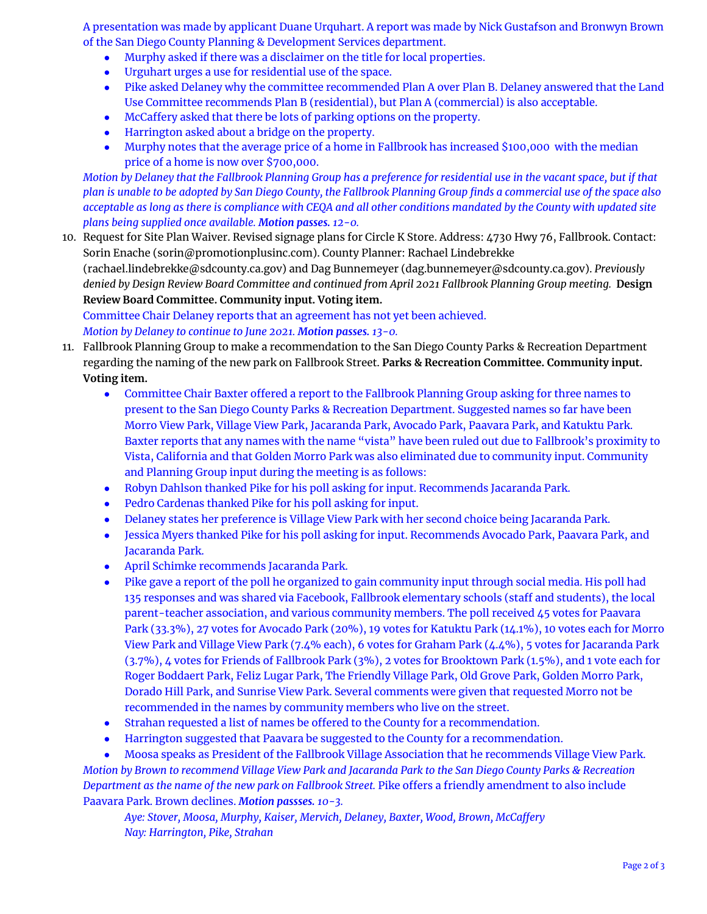A presentation was made by applicant Duane Urquhart. A report was made by Nick Gustafson and Bronwyn Brown of the San Diego County Planning & Development Services department.

- Murphy asked if there was a disclaimer on the title for local properties.
- Urguhart urges a use for residential use of the space.
- Pike asked Delaney why the committee recommended Plan A over Plan B. Delaney answered that the Land Use Committee recommends Plan B (residential), but Plan A (commercial) is also acceptable.
- McCaffery asked that there be lots of parking options on the property.
- Harrington asked about a bridge on the property.
- Murphy notes that the average price of a home in Fallbrook has increased $100,000 with the median price of a home is now over $700,000.

*Motion by Delaney that the Fallbrook Planning Group has a preference for residential use in the vacant space, but if that plan is unable to be adopted by San Diego County, the Fallbrook Planning Group finds a commercial use of the space also acceptable as long as there is compliance with CEQA and all other conditions mandated by the County with updated site plans being supplied once available.* ***Motion passes.*** *12-0.*

10. Request for Site Plan Waiver. Revised signage plans for Circle K Store. Address: 4730 Hwy 76, Fallbrook. Contact: Sorin Enache (sorin@promotionplusinc.com). County Planner: Rachael Lindebrekke (rachael.lindebrekke@sdcounty.ca.gov) and Dag Bunnemeyer (dag.bunnemeyer@sdcounty.ca.gov). *Previously denied by Design Review Board Committee and continued from April 2021 Fallbrook Planning Group meeting.* **Design Review Board Committee. Community input. Voting item.**

   Committee Chair Delaney reports that an agreement has not yet been achieved.
   *Motion by Delaney to continue to June 2021.* ***Motion passes.*** *13-0.*

11. Fallbrook Planning Group to make a recommendation to the San Diego County Parks & Recreation Department regarding the naming of the new park on Fallbrook Street. **Parks & Recreation Committee. Community input. Voting item.**

   - Committee Chair Baxter offered a report to the Fallbrook Planning Group asking for three names to present to the San Diego County Parks & Recreation Department. Suggested names so far have been Morro View Park, Village View Park, Jacaranda Park, Avocado Park, Paavara Park, and Katuktu Park. Baxter reports that any names with the name "vista" have been ruled out due to Fallbrook's proximity to Vista, California and that Golden Morro Park was also eliminated due to community input. Community and Planning Group input during the meeting is as follows:
   - Robyn Dahlson thanked Pike for his poll asking for input. Recommends Jacaranda Park.
   - Pedro Cardenas thanked Pike for his poll asking for input.
   - Delaney states her preference is Village View Park with her second choice being Jacaranda Park.
   - Jessica Myers thanked Pike for his poll asking for input. Recommends Avocado Park, Paavara Park, and Jacaranda Park.
   - April Schimke recommends Jacaranda Park.
   - Pike gave a report of the poll he organized to gain community input through social media. His poll had 135 responses and was shared via Facebook, Fallbrook elementary schools (staff and students), the local parent-teacher association, and various community members. The poll received 45 votes for Paavara Park (33.3%), 27 votes for Avocado Park (20%), 19 votes for Katuktu Park (14.1%), 10 votes each for Morro View Park and Village View Park (7.4% each), 6 votes for Graham Park (4.4%), 5 votes for Jacaranda Park (3.7%), 4 votes for Friends of Fallbrook Park (3%), 2 votes for Brooktown Park (1.5%), and 1 vote each for Roger Boddaert Park, Feliz Lugar Park, The Friendly Village Park, Old Grove Park, Golden Morro Park, Dorado Hill Park, and Sunrise View Park. Several comments were given that requested Morro not be recommended in the names by community members who live on the street.
   - Strahan requested a list of names be offered to the County for a recommendation.
   - Harrington suggested that Paavara be suggested to the County for a recommendation.
   - Moosa speaks as President of the Fallbrook Village Association that he recommends Village View Park.

   *Motion by Brown to recommend Village View Park and Jacaranda Park to the San Diego County Parks & Recreation Department as the name of the new park on Fallbrook Street.* Pike offers a friendly amendment to also include Paavara Park. Brown declines. ***Motion passses.*** *10-3.*

   *Aye: Stover, Moosa, Murphy, Kaiser, Mervich, Delaney, Baxter, Wood, Brown, McCaffery*
   *Nay: Harrington, Pike, Strahan*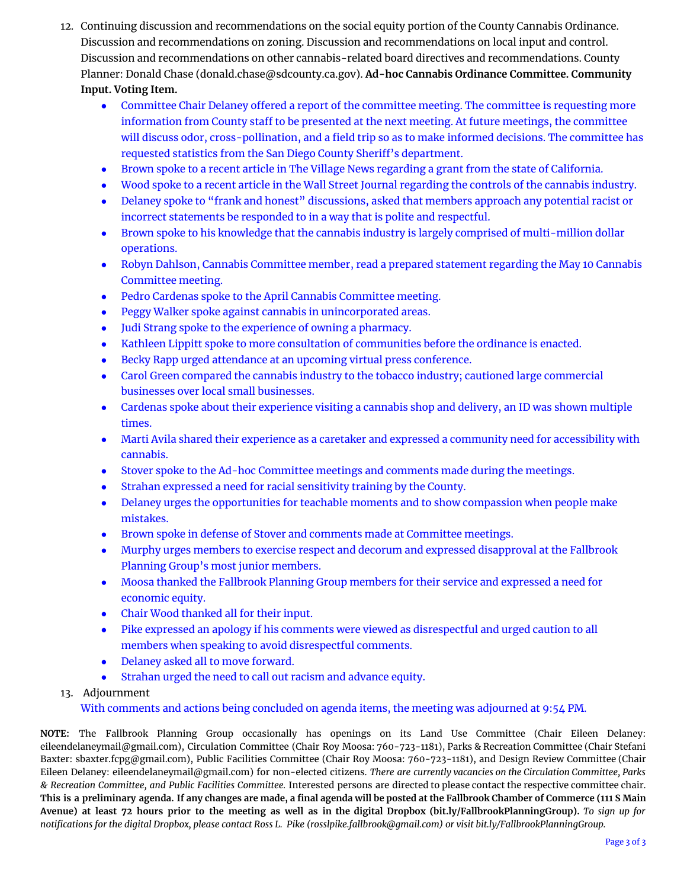12. Continuing discussion and recommendations on the social equity portion of the County Cannabis Ordinance. Discussion and recommendations on zoning. Discussion and recommendations on local input and control. Discussion and recommendations on other cannabis-related board directives and recommendations. County Planner: Donald Chase (donald.chase@sdcounty.ca.gov). **Ad-hoc Cannabis Ordinance Committee. Community Input. Voting Item.**
    - Committee Chair Delaney offered a report of the committee meeting. The committee is requesting more information from County staff to be presented at the next meeting. At future meetings, the committee will discuss odor, cross-pollination, and a field trip so as to make informed decisions. The committee has requested statistics from the San Diego County Sheriff's department.
    - Brown spoke to a recent article in The Village News regarding a grant from the state of California.
    - Wood spoke to a recent article in the Wall Street Journal regarding the controls of the cannabis industry.
    - Delaney spoke to "frank and honest" discussions, asked that members approach any potential racist or incorrect statements be responded to in a way that is polite and respectful.
    - Brown spoke to his knowledge that the cannabis industry is largely comprised of multi-million dollar operations.
    - Robyn Dahlson, Cannabis Committee member, read a prepared statement regarding the May 10 Cannabis Committee meeting.
    - Pedro Cardenas spoke to the April Cannabis Committee meeting.
    - Peggy Walker spoke against cannabis in unincorporated areas.
    - Judi Strang spoke to the experience of owning a pharmacy.
    - Kathleen Lippitt spoke to more consultation of communities before the ordinance is enacted.
    - Becky Rapp urged attendance at an upcoming virtual press conference.
    - Carol Green compared the cannabis industry to the tobacco industry; cautioned large commercial businesses over local small businesses.
    - Cardenas spoke about their experience visiting a cannabis shop and delivery, an ID was shown multiple times.
    - Marti Avila shared their experience as a caretaker and expressed a community need for accessibility with cannabis.
    - Stover spoke to the Ad-hoc Committee meetings and comments made during the meetings.
    - Strahan expressed a need for racial sensitivity training by the County.
    - Delaney urges the opportunities for teachable moments and to show compassion when people make mistakes.
    - Brown spoke in defense of Stover and comments made at Committee meetings.
    - Murphy urges members to exercise respect and decorum and expressed disapproval at the Fallbrook Planning Group's most junior members.
    - Moosa thanked the Fallbrook Planning Group members for their service and expressed a need for economic equity.
    - Chair Wood thanked all for their input.
    - Pike expressed an apology if his comments were viewed as disrespectful and urged caution to all members when speaking to avoid disrespectful comments.
    - Delaney asked all to move forward.
    - Strahan urged the need to call out racism and advance equity.
13. Adjournment

    With comments and actions being concluded on agenda items, the meeting was adjourned at 9:54 PM.

**NOTE:** The Fallbrook Planning Group occasionally has openings on its Land Use Committee (Chair Eileen Delaney: eileendelaneymail@gmail.com), Circulation Committee (Chair Roy Moosa: 760-723-1181), Parks & Recreation Committee (Chair Stefani Baxter: sbaxter.fcpg@gmail.com), Public Facilities Committee (Chair Roy Moosa: 760-723-1181), and Design Review Committee (Chair Eileen Delaney: eileendelaneymail@gmail.com) for non-elected citizens. *There are currently vacancies on the Circulation Committee, Parks & Recreation Committee, and Public Facilities Committee.* Interested persons are directed to please contact the respective committee chair. **This is a preliminary agenda. If any changes are made, a final agenda will be posted at the Fallbrook Chamber of Commerce (111 S Main Avenue) at least 72 hours prior to the meeting as well as in the digital Dropbox (bit.ly/FallbrookPlanningGroup).** *To sign up for notifications for the digital Dropbox, please contact Ross L. Pike (rosslpike.fallbrook@gmail.com) or visit bit.ly/FallbrookPlanningGroup.*